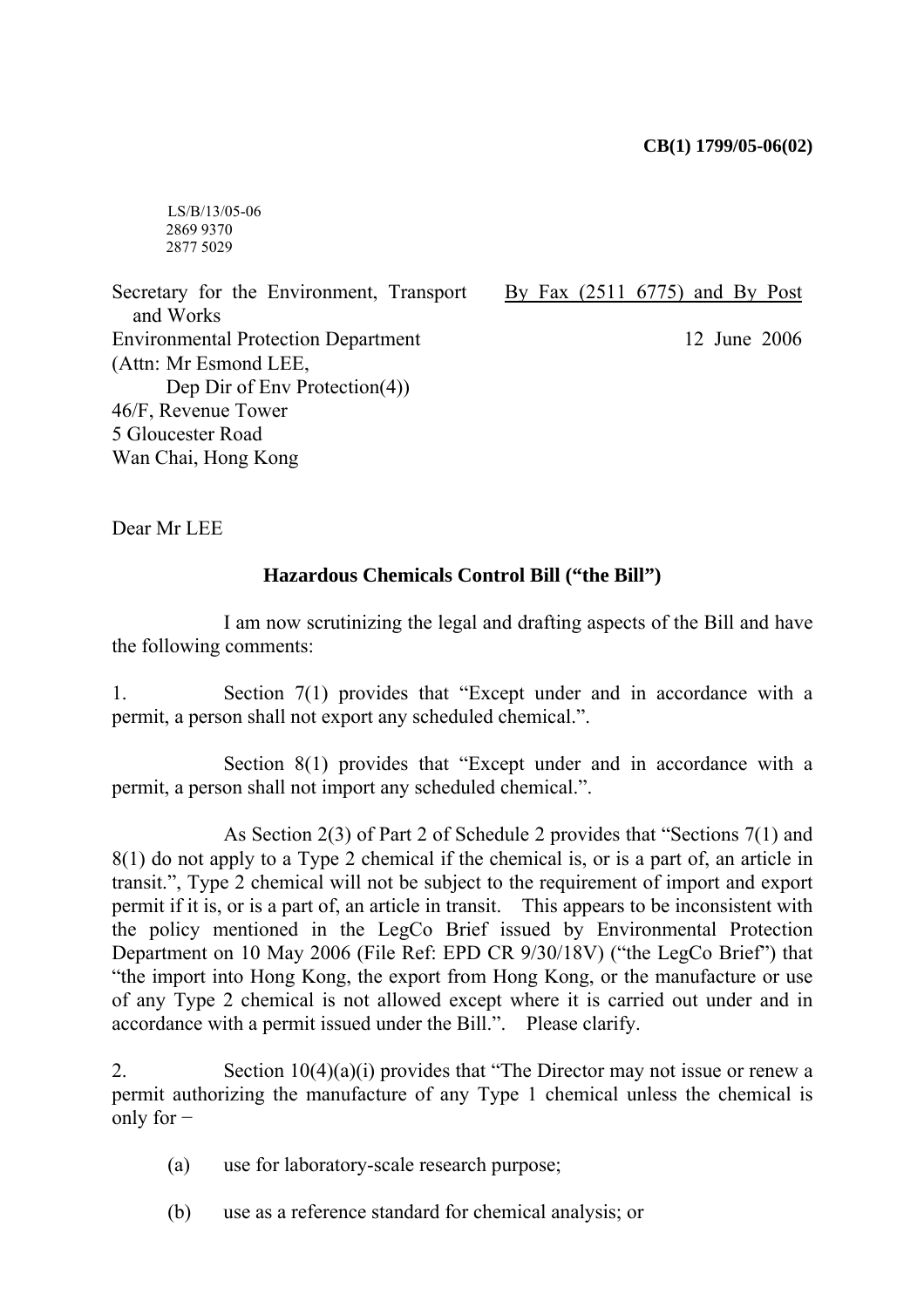**CB(1) 1799/05-06(02)**

LS/B/13/05-06
2869 9370
2877 5029

Secretary for the Environment, Transport and Works
Environmental Protection Department
(Attn: Mr Esmond LEE,
Dep Dir of Env Protection(4))
46/F, Revenue Tower
5 Gloucester Road
Wan Chai, Hong Kong

By Fax (2511 6775) and By Post

12 June 2006

Dear Mr LEE

**Hazardous Chemicals Control Bill ("the Bill")**

I am now scrutinizing the legal and drafting aspects of the Bill and have the following comments:

1. Section 7(1) provides that "Except under and in accordance with a permit, a person shall not export any scheduled chemical.".

Section 8(1) provides that "Except under and in accordance with a permit, a person shall not import any scheduled chemical.".

As Section 2(3) of Part 2 of Schedule 2 provides that "Sections 7(1) and 8(1) do not apply to a Type 2 chemical if the chemical is, or is a part of, an article in transit.", Type 2 chemical will not be subject to the requirement of import and export permit if it is, or is a part of, an article in transit. This appears to be inconsistent with the policy mentioned in the LegCo Brief issued by Environmental Protection Department on 10 May 2006 (File Ref: EPD CR 9/30/18V) ("the LegCo Brief") that "the import into Hong Kong, the export from Hong Kong, or the manufacture or use of any Type 2 chemical is not allowed except where it is carried out under and in accordance with a permit issued under the Bill.". Please clarify.

2. Section 10(4)(a)(i) provides that "The Director may not issue or renew a permit authorizing the manufacture of any Type 1 chemical unless the chemical is only for −

(a) use for laboratory-scale research purpose;

(b) use as a reference standard for chemical analysis; or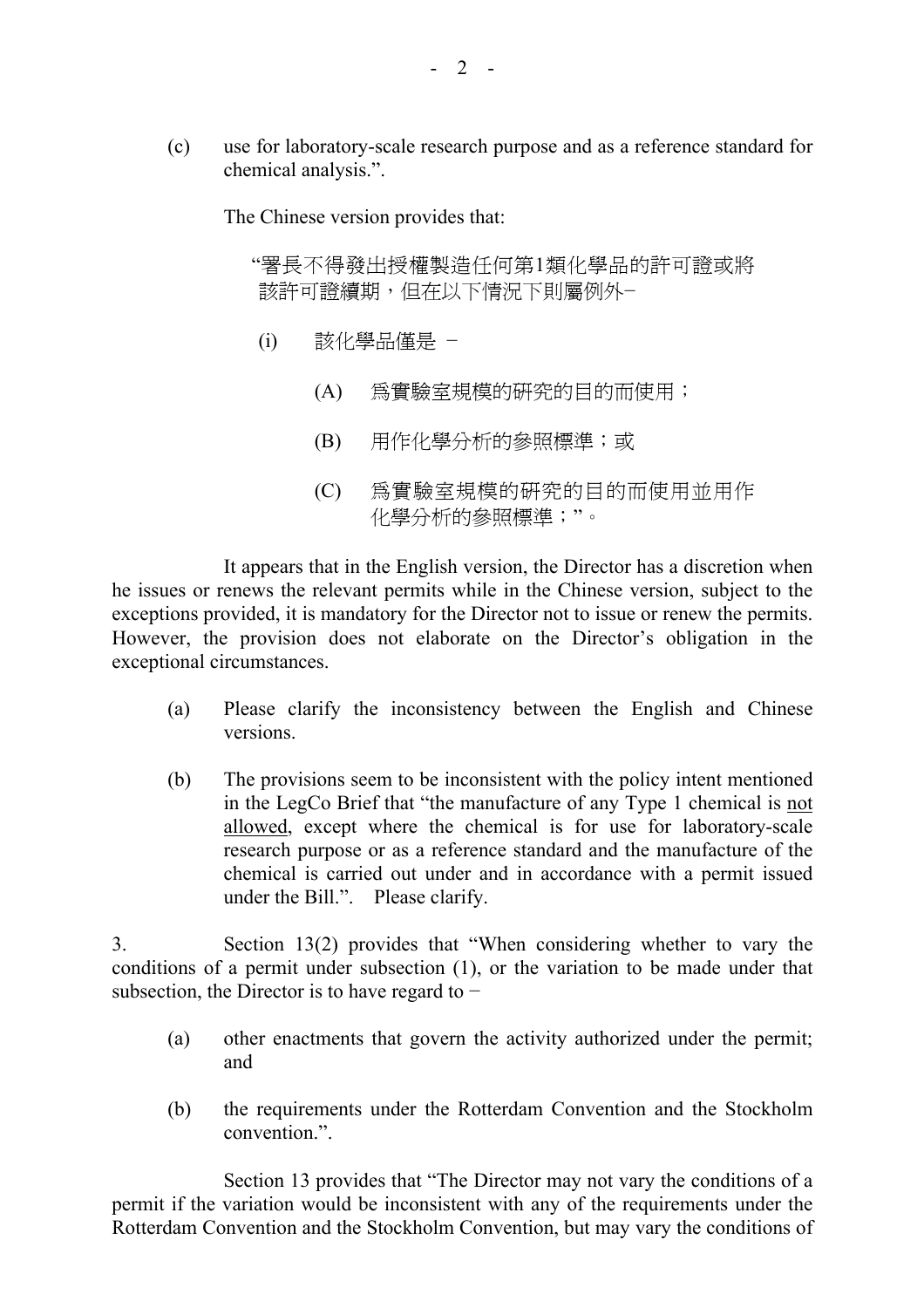(c) use for laboratory-scale research purpose and as a reference standard for chemical analysis.".

The Chinese version provides that:

"署長不得發出授權製造任何第1類化學品的許可證或將該許可證續期，但在以下情況下則屬例外−

(i) 該化學品僅是 −

(A) 爲實驗室規模的研究的目的而使用；

(B) 用作化學分析的參照標準；或

(C) 爲實驗室規模的研究的目的而使用並用作化學分析的參照標準；"。

It appears that in the English version, the Director has a discretion when he issues or renews the relevant permits while in the Chinese version, subject to the exceptions provided, it is mandatory for the Director not to issue or renew the permits. However, the provision does not elaborate on the Director's obligation in the exceptional circumstances.

(a) Please clarify the inconsistency between the English and Chinese versions.

(b) The provisions seem to be inconsistent with the policy intent mentioned in the LegCo Brief that "the manufacture of any Type 1 chemical is <u>not allowed</u>, except where the chemical is for use for laboratory-scale research purpose or as a reference standard and the manufacture of the chemical is carried out under and in accordance with a permit issued under the Bill.". Please clarify.

3. Section 13(2) provides that "When considering whether to vary the conditions of a permit under subsection (1), or the variation to be made under that subsection, the Director is to have regard to −

(a) other enactments that govern the activity authorized under the permit; and

(b) the requirements under the Rotterdam Convention and the Stockholm convention.".

Section 13 provides that "The Director may not vary the conditions of a permit if the variation would be inconsistent with any of the requirements under the Rotterdam Convention and the Stockholm Convention, but may vary the conditions of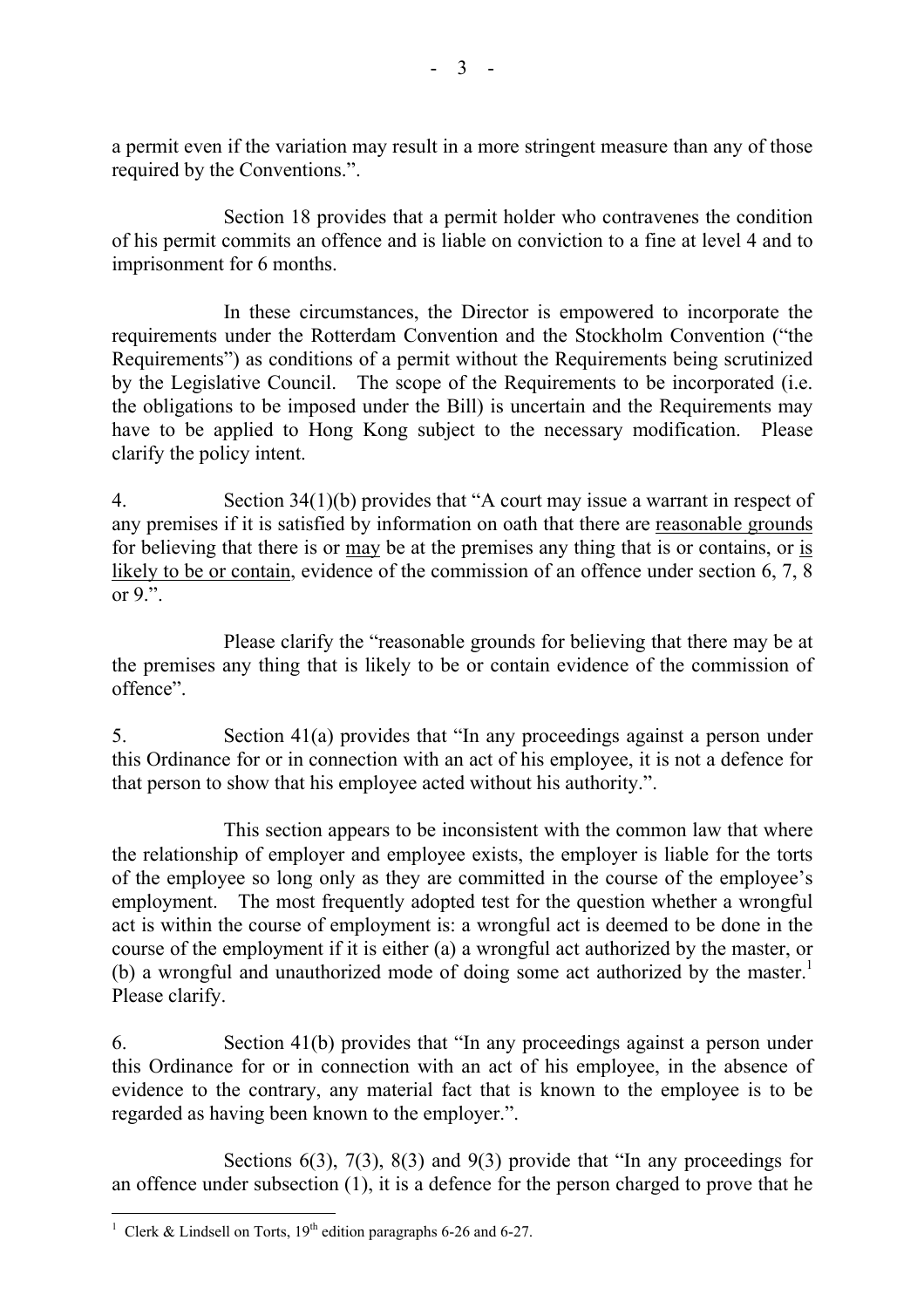a permit even if the variation may result in a more stringent measure than any of those required by the Conventions.".

Section 18 provides that a permit holder who contravenes the condition of his permit commits an offence and is liable on conviction to a fine at level 4 and to imprisonment for 6 months.

In these circumstances, the Director is empowered to incorporate the requirements under the Rotterdam Convention and the Stockholm Convention ("the Requirements") as conditions of a permit without the Requirements being scrutinized by the Legislative Council. The scope of the Requirements to be incorporated (i.e. the obligations to be imposed under the Bill) is uncertain and the Requirements may have to be applied to Hong Kong subject to the necessary modification. Please clarify the policy intent.

4. Section 34(1)(b) provides that "A court may issue a warrant in respect of any premises if it is satisfied by information on oath that there are <u>reasonable grounds</u> for believing that there is or <u>may</u> be at the premises any thing that is or contains, or <u>is likely to be or contain</u>, evidence of the commission of an offence under section 6, 7, 8 or 9.".

Please clarify the "reasonable grounds for believing that there may be at the premises any thing that is likely to be or contain evidence of the commission of offence".

5. Section 41(a) provides that "In any proceedings against a person under this Ordinance for or in connection with an act of his employee, it is not a defence for that person to show that his employee acted without his authority.".

This section appears to be inconsistent with the common law that where the relationship of employer and employee exists, the employer is liable for the torts of the employee so long only as they are committed in the course of the employee's employment. The most frequently adopted test for the question whether a wrongful act is within the course of employment is: a wrongful act is deemed to be done in the course of the employment if it is either (a) a wrongful act authorized by the master, or (b) a wrongful and unauthorized mode of doing some act authorized by the master.[1] Please clarify.

6. Section 41(b) provides that "In any proceedings against a person under this Ordinance for or in connection with an act of his employee, in the absence of evidence to the contrary, any material fact that is known to the employee is to be regarded as having been known to the employer.".

Sections 6(3), 7(3), 8(3) and 9(3) provide that "In any proceedings for an offence under subsection (1), it is a defence for the person charged to prove that he

---

[1] Clerk & Lindsell on Torts, 19th edition paragraphs 6-26 and 6-27.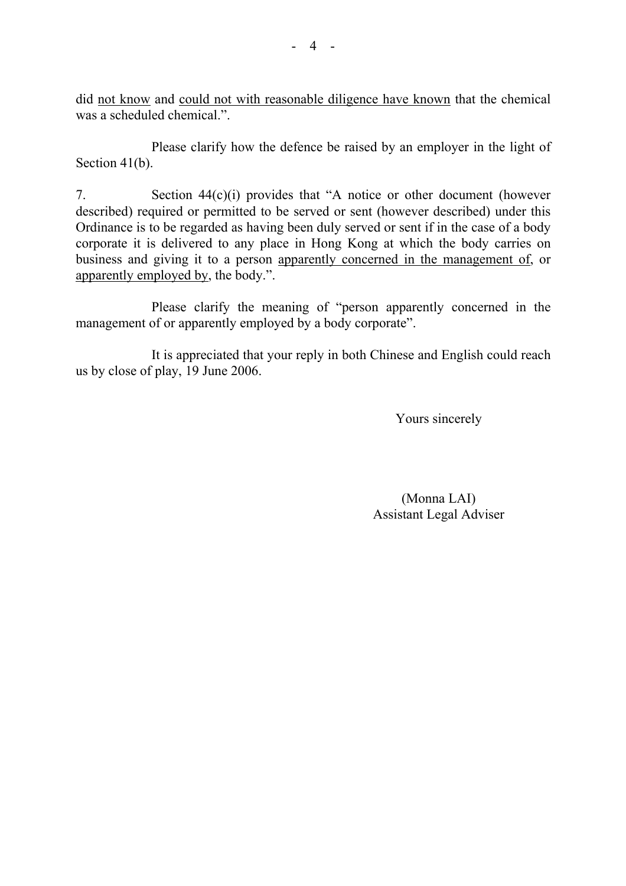did <u>not know</u> and <u>could not with reasonable diligence have known</u> that the chemical was a scheduled chemical.".

Please clarify how the defence be raised by an employer in the light of Section 41(b).

7. Section 44(c)(i) provides that "A notice or other document (however described) required or permitted to be served or sent (however described) under this Ordinance is to be regarded as having been duly served or sent if in the case of a body corporate it is delivered to any place in Hong Kong at which the body carries on business and giving it to a person <u>apparently concerned in the management of</u>, or <u>apparently employed by</u>, the body.".

Please clarify the meaning of "person apparently concerned in the management of or apparently employed by a body corporate".

It is appreciated that your reply in both Chinese and English could reach us by close of play, 19 June 2006.

Yours sincerely

(Monna LAI)
Assistant Legal Adviser